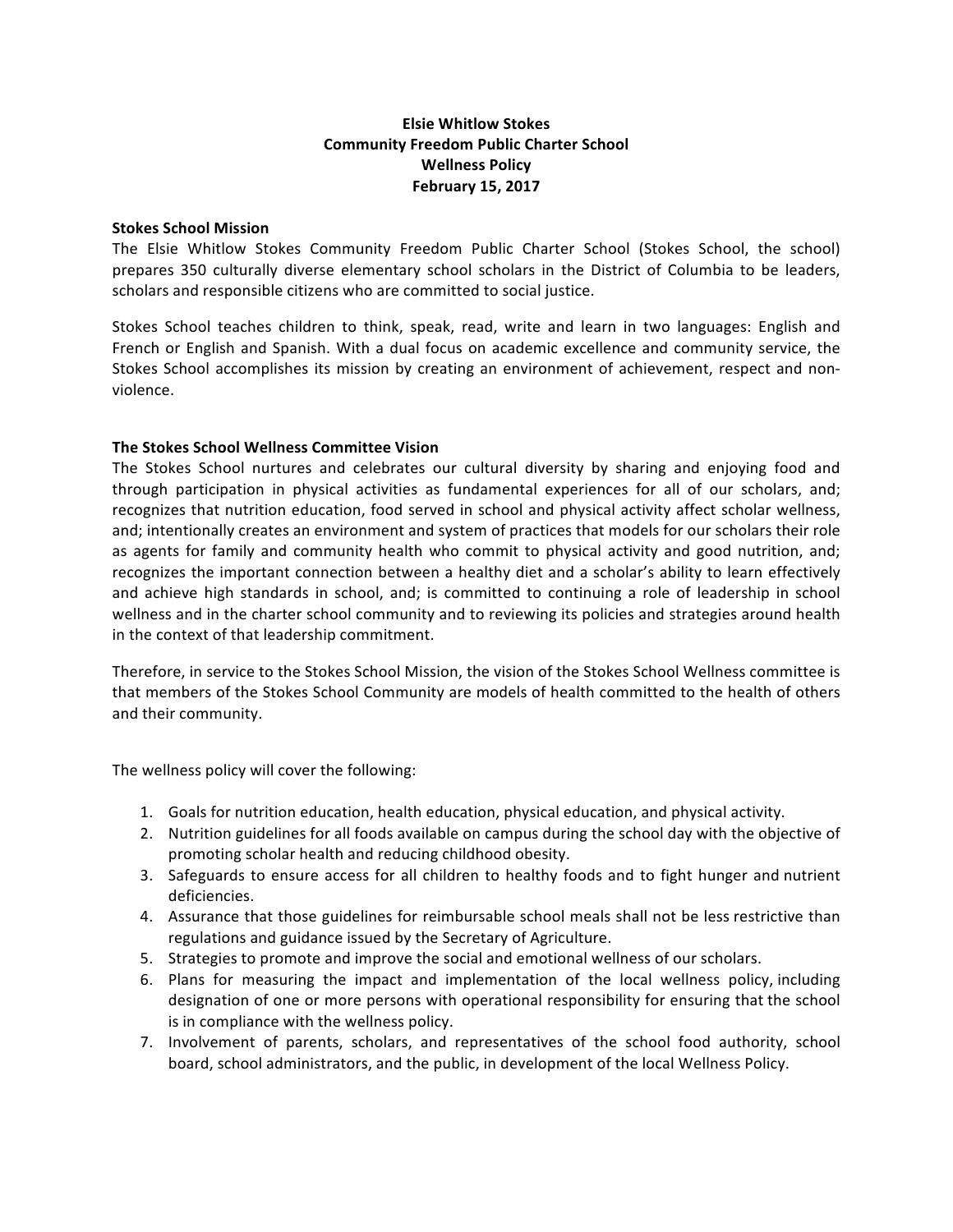# Elsie Whitlow Stokes
# Community Freedom Public Charter School
# Wellness Policy
# February 15, 2017

## Stokes School Mission

The Elsie Whitlow Stokes Community Freedom Public Charter School (Stokes School, the school) prepares 350 culturally diverse elementary school scholars in the District of Columbia to be leaders, scholars and responsible citizens who are committed to social justice.

Stokes School teaches children to think, speak, read, write and learn in two languages: English and French or English and Spanish. With a dual focus on academic excellence and community service, the Stokes School accomplishes its mission by creating an environment of achievement, respect and non-violence.

## The Stokes School Wellness Committee Vision

The Stokes School nurtures and celebrates our cultural diversity by sharing and enjoying food and through participation in physical activities as fundamental experiences for all of our scholars, and; recognizes that nutrition education, food served in school and physical activity affect scholar wellness, and; intentionally creates an environment and system of practices that models for our scholars their role as agents for family and community health who commit to physical activity and good nutrition, and; recognizes the important connection between a healthy diet and a scholar's ability to learn effectively and achieve high standards in school, and; is committed to continuing a role of leadership in school wellness and in the charter school community and to reviewing its policies and strategies around health in the context of that leadership commitment.

Therefore, in service to the Stokes School Mission, the vision of the Stokes School Wellness committee is that members of the Stokes School Community are models of health committed to the health of others and their community.

The wellness policy will cover the following:

1. Goals for nutrition education, health education, physical education, and physical activity.
2. Nutrition guidelines for all foods available on campus during the school day with the objective of promoting scholar health and reducing childhood obesity.
3. Safeguards to ensure access for all children to healthy foods and to fight hunger and nutrient deficiencies.
4. Assurance that those guidelines for reimbursable school meals shall not be less restrictive than regulations and guidance issued by the Secretary of Agriculture.
5. Strategies to promote and improve the social and emotional wellness of our scholars.
6. Plans for measuring the impact and implementation of the local wellness policy, including designation of one or more persons with operational responsibility for ensuring that the school is in compliance with the wellness policy.
7. Involvement of parents, scholars, and representatives of the school food authority, school board, school administrators, and the public, in development of the local Wellness Policy.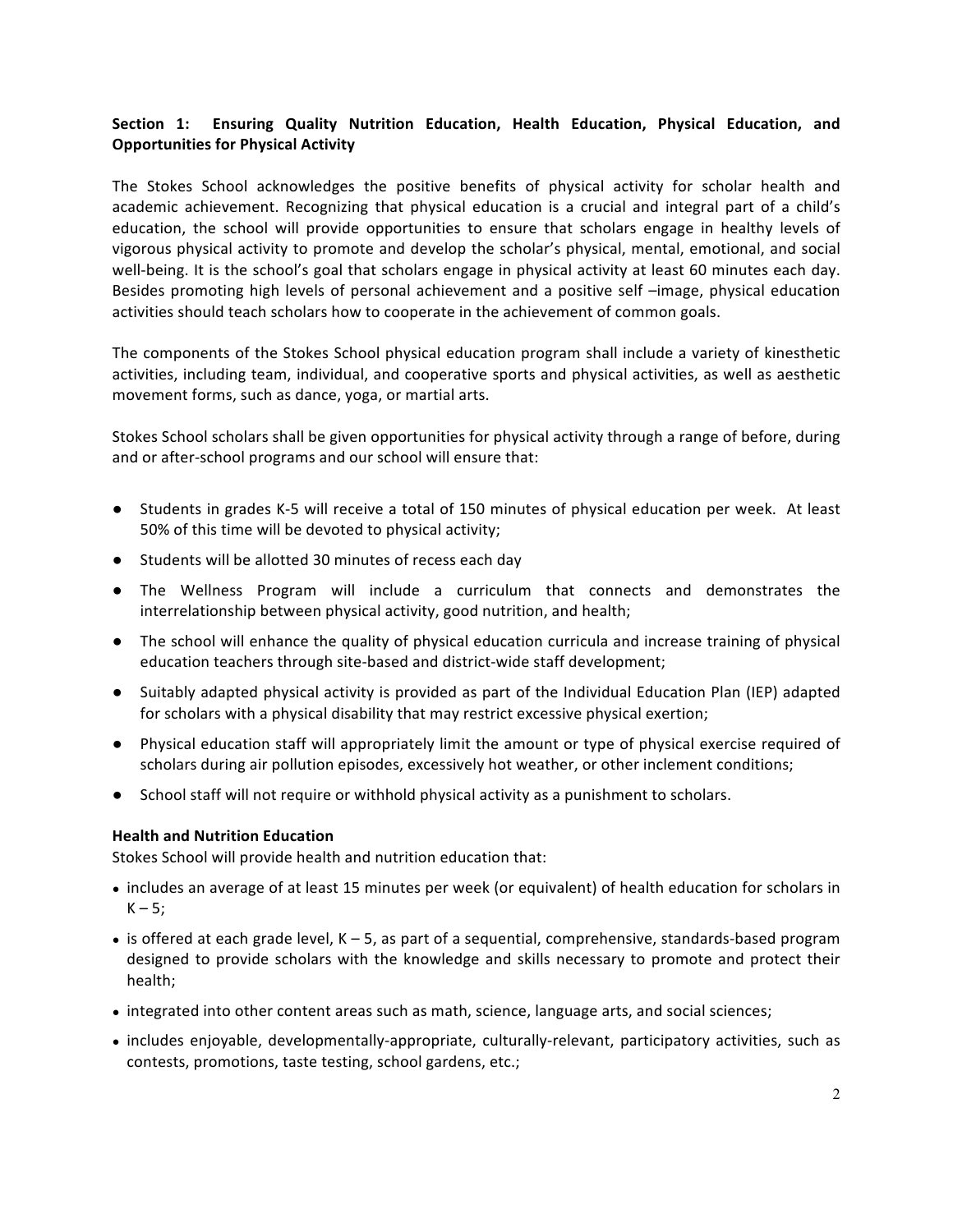**Section 1: Ensuring Quality Nutrition Education, Health Education, Physical Education, and Opportunities for Physical Activity**

The Stokes School acknowledges the positive benefits of physical activity for scholar health and academic achievement. Recognizing that physical education is a crucial and integral part of a child's education, the school will provide opportunities to ensure that scholars engage in healthy levels of vigorous physical activity to promote and develop the scholar's physical, mental, emotional, and social well-being. It is the school's goal that scholars engage in physical activity at least 60 minutes each day. Besides promoting high levels of personal achievement and a positive self –image, physical education activities should teach scholars how to cooperate in the achievement of common goals.

The components of the Stokes School physical education program shall include a variety of kinesthetic activities, including team, individual, and cooperative sports and physical activities, as well as aesthetic movement forms, such as dance, yoga, or martial arts.

Stokes School scholars shall be given opportunities for physical activity through a range of before, during and or after-school programs and our school will ensure that:

- Students in grades K-5 will receive a total of 150 minutes of physical education per week. At least 50% of this time will be devoted to physical activity;
- Students will be allotted 30 minutes of recess each day
- The Wellness Program will include a curriculum that connects and demonstrates the interrelationship between physical activity, good nutrition, and health;
- The school will enhance the quality of physical education curricula and increase training of physical education teachers through site-based and district-wide staff development;
- Suitably adapted physical activity is provided as part of the Individual Education Plan (IEP) adapted for scholars with a physical disability that may restrict excessive physical exertion;
- Physical education staff will appropriately limit the amount or type of physical exercise required of scholars during air pollution episodes, excessively hot weather, or other inclement conditions;
- School staff will not require or withhold physical activity as a punishment to scholars.

**Health and Nutrition Education**

Stokes School will provide health and nutrition education that:

- includes an average of at least 15 minutes per week (or equivalent) of health education for scholars in K – 5;
- is offered at each grade level, K – 5, as part of a sequential, comprehensive, standards-based program designed to provide scholars with the knowledge and skills necessary to promote and protect their health;
- integrated into other content areas such as math, science, language arts, and social sciences;
- includes enjoyable, developmentally-appropriate, culturally-relevant, participatory activities, such as contests, promotions, taste testing, school gardens, etc.;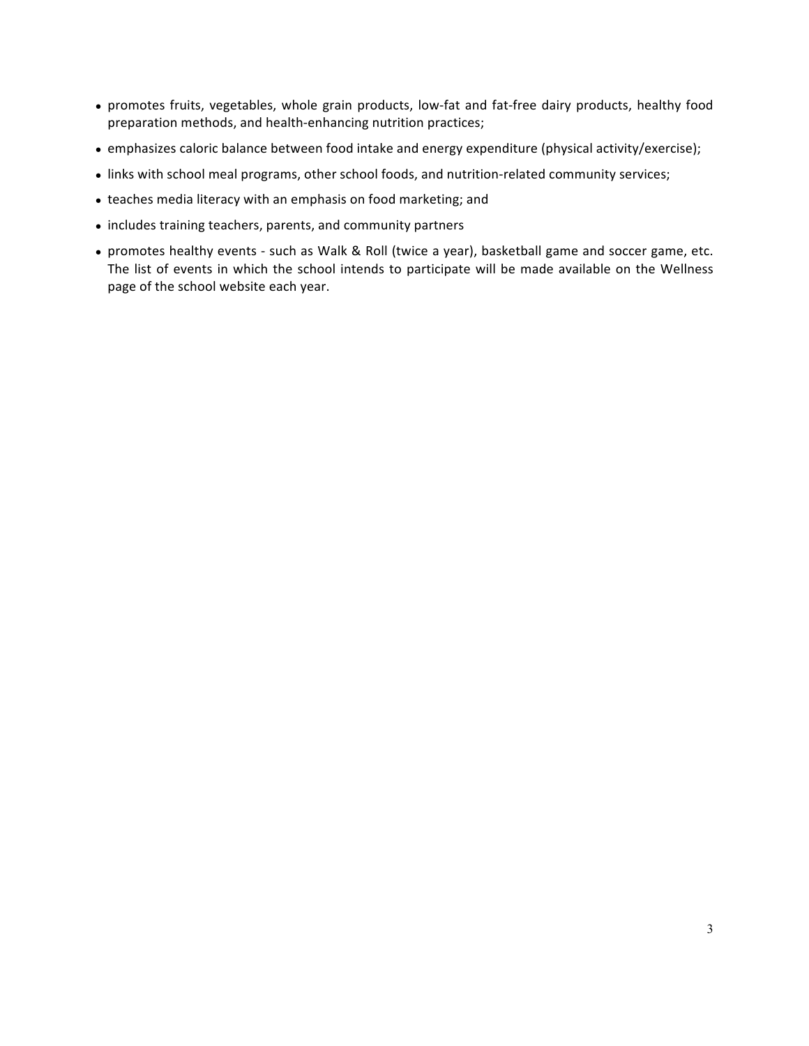- promotes fruits, vegetables, whole grain products, low-fat and fat-free dairy products, healthy food preparation methods, and health-enhancing nutrition practices;
- emphasizes caloric balance between food intake and energy expenditure (physical activity/exercise);
- links with school meal programs, other school foods, and nutrition-related community services;
- teaches media literacy with an emphasis on food marketing; and
- includes training teachers, parents, and community partners
- promotes healthy events - such as Walk & Roll (twice a year), basketball game and soccer game, etc. The list of events in which the school intends to participate will be made available on the Wellness page of the school website each year.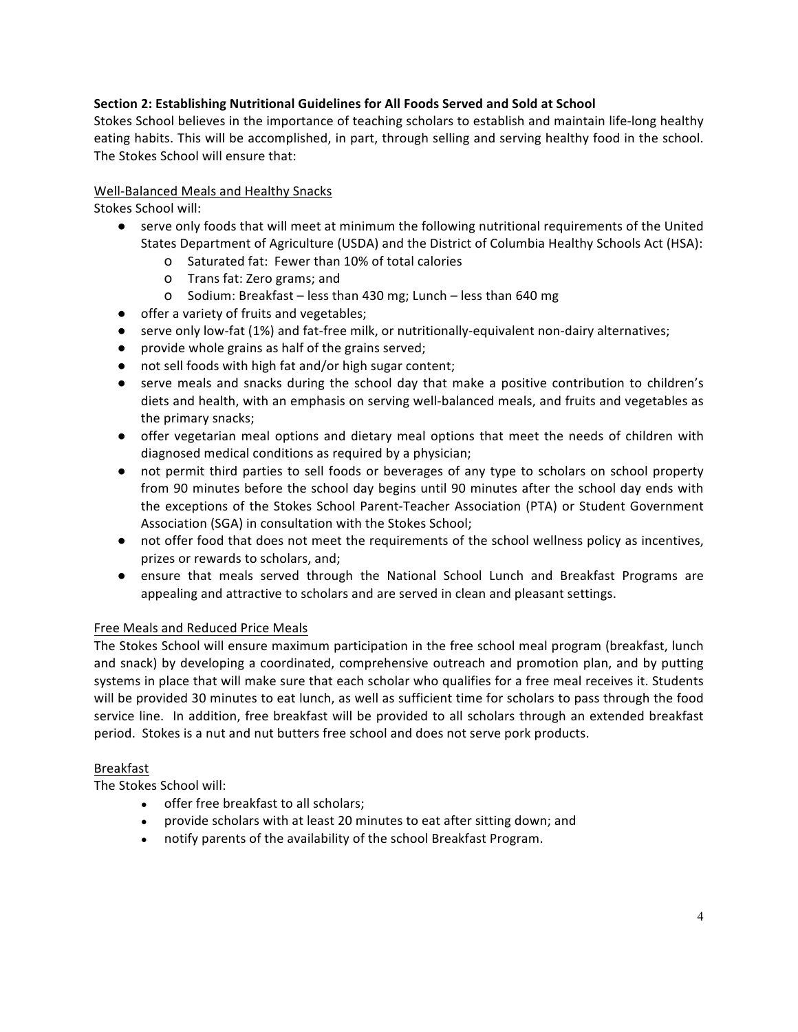**Section 2: Establishing Nutritional Guidelines for All Foods Served and Sold at School**

Stokes School believes in the importance of teaching scholars to establish and maintain life-long healthy eating habits. This will be accomplished, in part, through selling and serving healthy food in the school. The Stokes School will ensure that:

Well-Balanced Meals and Healthy Snacks

Stokes School will:

- serve only foods that will meet at minimum the following nutritional requirements of the United States Department of Agriculture (USDA) and the District of Columbia Healthy Schools Act (HSA):
    - Saturated fat: Fewer than 10% of total calories
    - Trans fat: Zero grams; and
    - Sodium: Breakfast – less than 430 mg; Lunch – less than 640 mg
- offer a variety of fruits and vegetables;
- serve only low-fat (1%) and fat-free milk, or nutritionally-equivalent non-dairy alternatives;
- provide whole grains as half of the grains served;
- not sell foods with high fat and/or high sugar content;
- serve meals and snacks during the school day that make a positive contribution to children's diets and health, with an emphasis on serving well-balanced meals, and fruits and vegetables as the primary snacks;
- offer vegetarian meal options and dietary meal options that meet the needs of children with diagnosed medical conditions as required by a physician;
- not permit third parties to sell foods or beverages of any type to scholars on school property from 90 minutes before the school day begins until 90 minutes after the school day ends with the exceptions of the Stokes School Parent-Teacher Association (PTA) or Student Government Association (SGA) in consultation with the Stokes School;
- not offer food that does not meet the requirements of the school wellness policy as incentives, prizes or rewards to scholars, and;
- ensure that meals served through the National School Lunch and Breakfast Programs are appealing and attractive to scholars and are served in clean and pleasant settings.

Free Meals and Reduced Price Meals

The Stokes School will ensure maximum participation in the free school meal program (breakfast, lunch and snack) by developing a coordinated, comprehensive outreach and promotion plan, and by putting systems in place that will make sure that each scholar who qualifies for a free meal receives it. Students will be provided 30 minutes to eat lunch, as well as sufficient time for scholars to pass through the food service line. In addition, free breakfast will be provided to all scholars through an extended breakfast period. Stokes is a nut and nut butters free school and does not serve pork products.

Breakfast

The Stokes School will:

- offer free breakfast to all scholars;
- provide scholars with at least 20 minutes to eat after sitting down; and
- notify parents of the availability of the school Breakfast Program.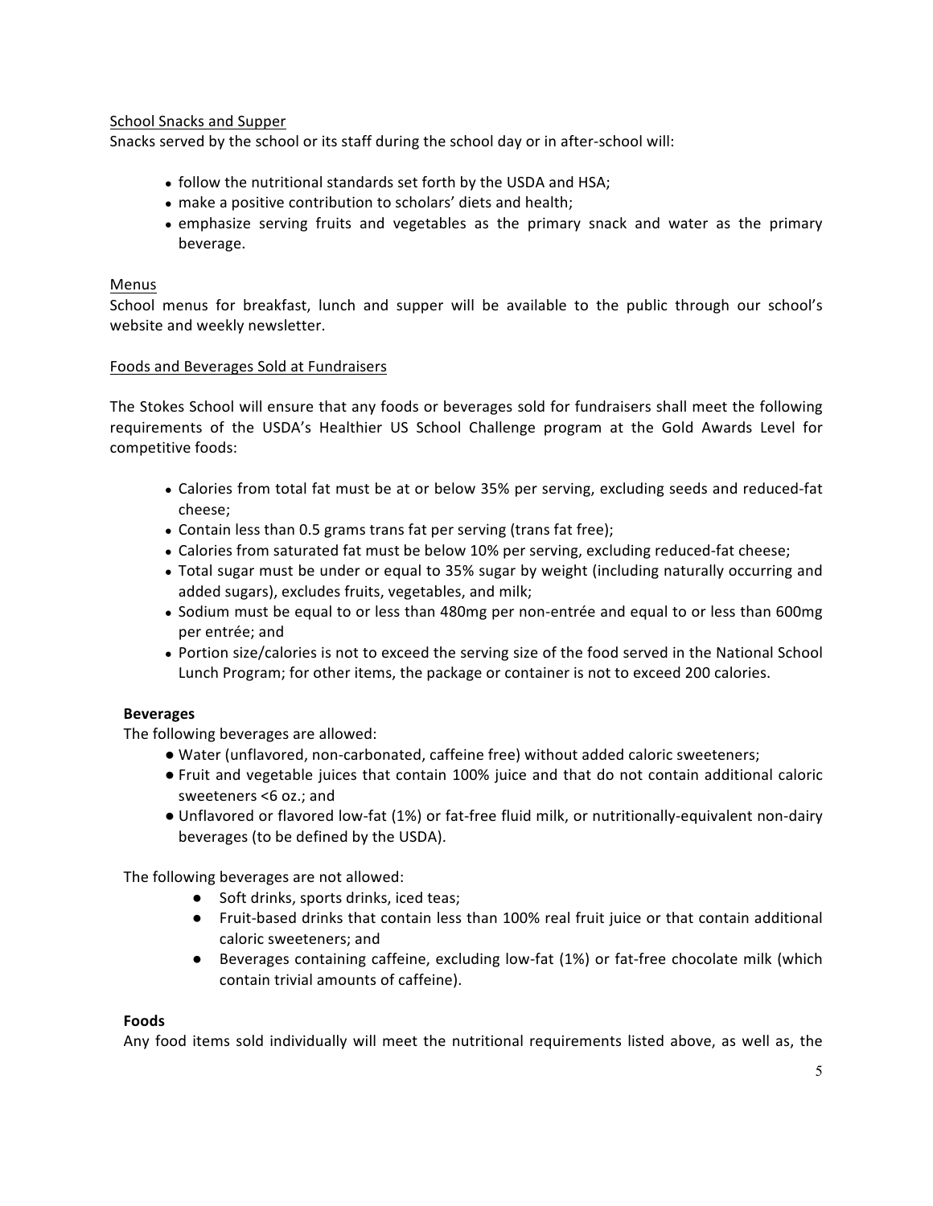<u>School Snacks and Supper</u>

Snacks served by the school or its staff during the school day or in after-school will:

- follow the nutritional standards set forth by the USDA and HSA;
- make a positive contribution to scholars' diets and health;
- emphasize serving fruits and vegetables as the primary snack and water as the primary beverage.

<u>Menus</u>

School menus for breakfast, lunch and supper will be available to the public through our school's website and weekly newsletter.

<u>Foods and Beverages Sold at Fundraisers</u>

The Stokes School will ensure that any foods or beverages sold for fundraisers shall meet the following requirements of the USDA's Healthier US School Challenge program at the Gold Awards Level for competitive foods:

- Calories from total fat must be at or below 35% per serving, excluding seeds and reduced-fat cheese;
- Contain less than 0.5 grams trans fat per serving (trans fat free);
- Calories from saturated fat must be below 10% per serving, excluding reduced-fat cheese;
- Total sugar must be under or equal to 35% sugar by weight (including naturally occurring and added sugars), excludes fruits, vegetables, and milk;
- Sodium must be equal to or less than 480mg per non-entrée and equal to or less than 600mg per entrée; and
- Portion size/calories is not to exceed the serving size of the food served in the National School Lunch Program; for other items, the package or container is not to exceed 200 calories.

**Beverages**

The following beverages are allowed:

- Water (unflavored, non-carbonated, caffeine free) without added caloric sweeteners;
- Fruit and vegetable juices that contain 100% juice and that do not contain additional caloric sweeteners <6 oz.; and
- Unflavored or flavored low-fat (1%) or fat-free fluid milk, or nutritionally-equivalent non-dairy beverages (to be defined by the USDA).

The following beverages are not allowed:

- Soft drinks, sports drinks, iced teas;
- Fruit-based drinks that contain less than 100% real fruit juice or that contain additional caloric sweeteners; and
- Beverages containing caffeine, excluding low-fat (1%) or fat-free chocolate milk (which contain trivial amounts of caffeine).

**Foods**

Any food items sold individually will meet the nutritional requirements listed above, as well as, the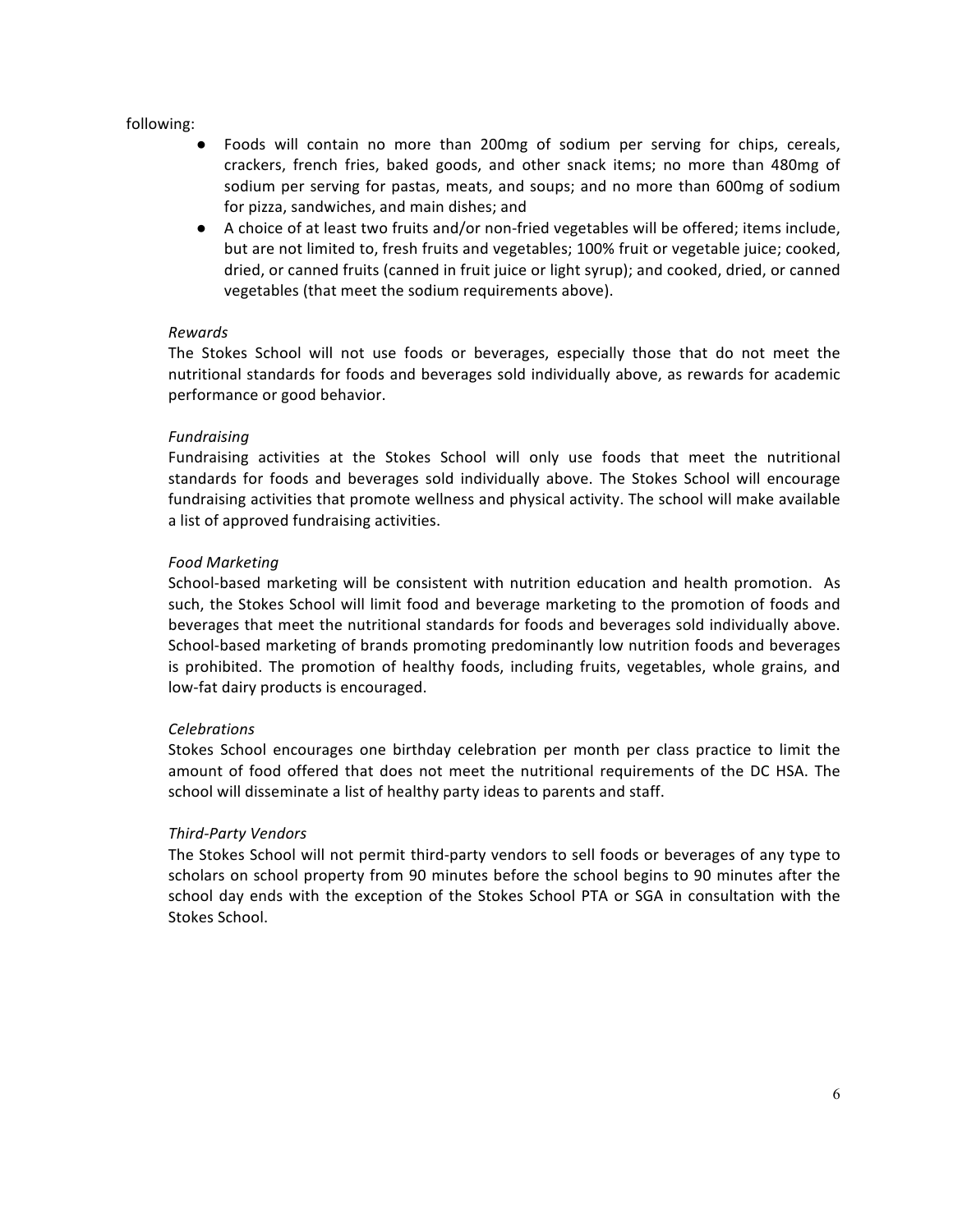following:

- Foods will contain no more than 200mg of sodium per serving for chips, cereals, crackers, french fries, baked goods, and other snack items; no more than 480mg of sodium per serving for pastas, meats, and soups; and no more than 600mg of sodium for pizza, sandwiches, and main dishes; and
- A choice of at least two fruits and/or non-fried vegetables will be offered; items include, but are not limited to, fresh fruits and vegetables; 100% fruit or vegetable juice; cooked, dried, or canned fruits (canned in fruit juice or light syrup); and cooked, dried, or canned vegetables (that meet the sodium requirements above).

*Rewards*

The Stokes School will not use foods or beverages, especially those that do not meet the nutritional standards for foods and beverages sold individually above, as rewards for academic performance or good behavior.

*Fundraising*

Fundraising activities at the Stokes School will only use foods that meet the nutritional standards for foods and beverages sold individually above. The Stokes School will encourage fundraising activities that promote wellness and physical activity. The school will make available a list of approved fundraising activities.

*Food Marketing*

School-based marketing will be consistent with nutrition education and health promotion. As such, the Stokes School will limit food and beverage marketing to the promotion of foods and beverages that meet the nutritional standards for foods and beverages sold individually above. School-based marketing of brands promoting predominantly low nutrition foods and beverages is prohibited. The promotion of healthy foods, including fruits, vegetables, whole grains, and low-fat dairy products is encouraged.

*Celebrations*

Stokes School encourages one birthday celebration per month per class practice to limit the amount of food offered that does not meet the nutritional requirements of the DC HSA. The school will disseminate a list of healthy party ideas to parents and staff.

*Third-Party Vendors*

The Stokes School will not permit third-party vendors to sell foods or beverages of any type to scholars on school property from 90 minutes before the school begins to 90 minutes after the school day ends with the exception of the Stokes School PTA or SGA in consultation with the Stokes School.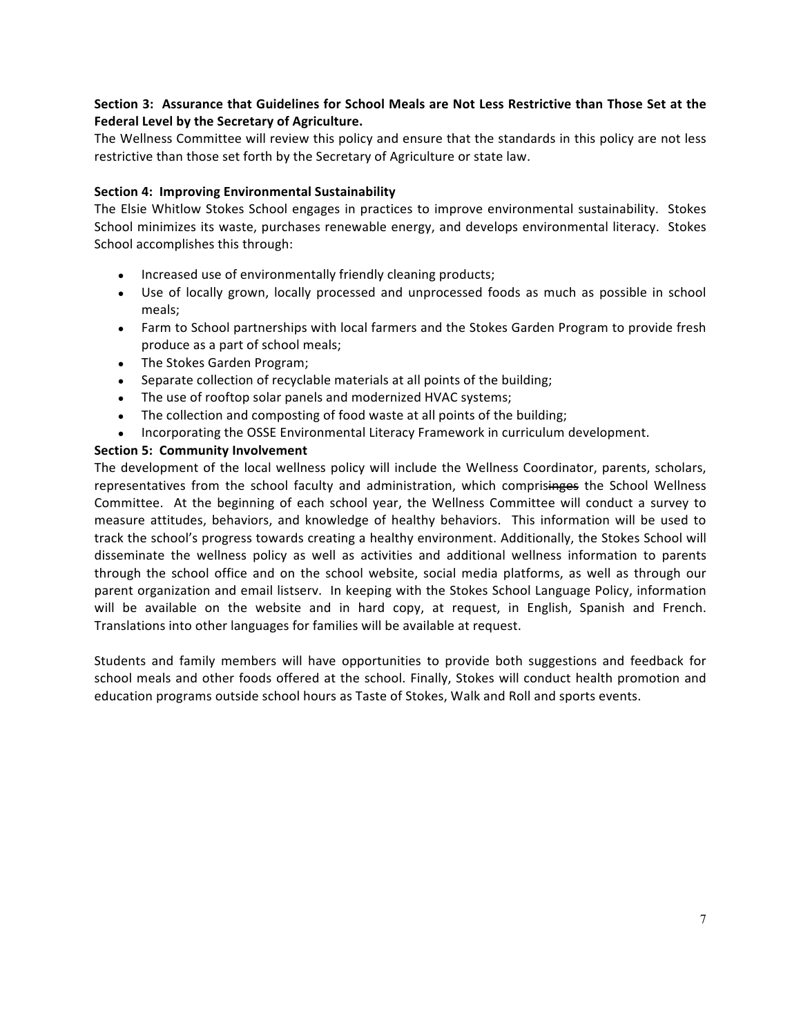**Section 3: Assurance that Guidelines for School Meals are Not Less Restrictive than Those Set at the Federal Level by the Secretary of Agriculture.**

The Wellness Committee will review this policy and ensure that the standards in this policy are not less restrictive than those set forth by the Secretary of Agriculture or state law.

**Section 4: Improving Environmental Sustainability**

The Elsie Whitlow Stokes School engages in practices to improve environmental sustainability. Stokes School minimizes its waste, purchases renewable energy, and develops environmental literacy. Stokes School accomplishes this through:

- Increased use of environmentally friendly cleaning products;
- Use of locally grown, locally processed and unprocessed foods as much as possible in school meals;
- Farm to School partnerships with local farmers and the Stokes Garden Program to provide fresh produce as a part of school meals;
- The Stokes Garden Program;
- Separate collection of recyclable materials at all points of the building;
- The use of rooftop solar panels and modernized HVAC systems;
- The collection and composting of food waste at all points of the building;
- Incorporating the OSSE Environmental Literacy Framework in curriculum development.

**Section 5: Community Involvement**

The development of the local wellness policy will include the Wellness Coordinator, parents, scholars, representatives from the school faculty and administration, which comprisinges the School Wellness Committee. At the beginning of each school year, the Wellness Committee will conduct a survey to measure attitudes, behaviors, and knowledge of healthy behaviors. This information will be used to track the school's progress towards creating a healthy environment. Additionally, the Stokes School will disseminate the wellness policy as well as activities and additional wellness information to parents through the school office and on the school website, social media platforms, as well as through our parent organization and email listserv. In keeping with the Stokes School Language Policy, information will be available on the website and in hard copy, at request, in English, Spanish and French. Translations into other languages for families will be available at request.

Students and family members will have opportunities to provide both suggestions and feedback for school meals and other foods offered at the school. Finally, Stokes will conduct health promotion and education programs outside school hours as Taste of Stokes, Walk and Roll and sports events.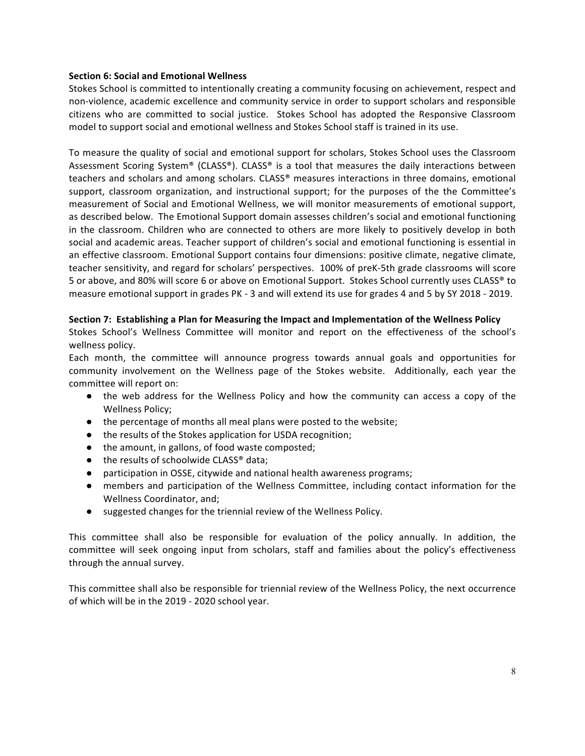**Section 6: Social and Emotional Wellness**

Stokes School is committed to intentionally creating a community focusing on achievement, respect and non-violence, academic excellence and community service in order to support scholars and responsible citizens who are committed to social justice. Stokes School has adopted the Responsive Classroom model to support social and emotional wellness and Stokes School staff is trained in its use.

To measure the quality of social and emotional support for scholars, Stokes School uses the Classroom Assessment Scoring System® (CLASS®). CLASS® is a tool that measures the daily interactions between teachers and scholars and among scholars. CLASS® measures interactions in three domains, emotional support, classroom organization, and instructional support; for the purposes of the the Committee's measurement of Social and Emotional Wellness, we will monitor measurements of emotional support, as described below. The Emotional Support domain assesses children's social and emotional functioning in the classroom. Children who are connected to others are more likely to positively develop in both social and academic areas. Teacher support of children's social and emotional functioning is essential in an effective classroom. Emotional Support contains four dimensions: positive climate, negative climate, teacher sensitivity, and regard for scholars' perspectives. 100% of preK-5th grade classrooms will score 5 or above, and 80% will score 6 or above on Emotional Support. Stokes School currently uses CLASS® to measure emotional support in grades PK - 3 and will extend its use for grades 4 and 5 by SY 2018 - 2019.

**Section 7: Establishing a Plan for Measuring the Impact and Implementation of the Wellness Policy**

Stokes School's Wellness Committee will monitor and report on the effectiveness of the school's wellness policy.

Each month, the committee will announce progress towards annual goals and opportunities for community involvement on the Wellness page of the Stokes website. Additionally, each year the committee will report on:

- the web address for the Wellness Policy and how the community can access a copy of the Wellness Policy;
- the percentage of months all meal plans were posted to the website;
- the results of the Stokes application for USDA recognition;
- the amount, in gallons, of food waste composted;
- the results of schoolwide CLASS® data;
- participation in OSSE, citywide and national health awareness programs;
- members and participation of the Wellness Committee, including contact information for the Wellness Coordinator, and;
- suggested changes for the triennial review of the Wellness Policy.

This committee shall also be responsible for evaluation of the policy annually. In addition, the committee will seek ongoing input from scholars, staff and families about the policy's effectiveness through the annual survey.

This committee shall also be responsible for triennial review of the Wellness Policy, the next occurrence of which will be in the 2019 - 2020 school year.